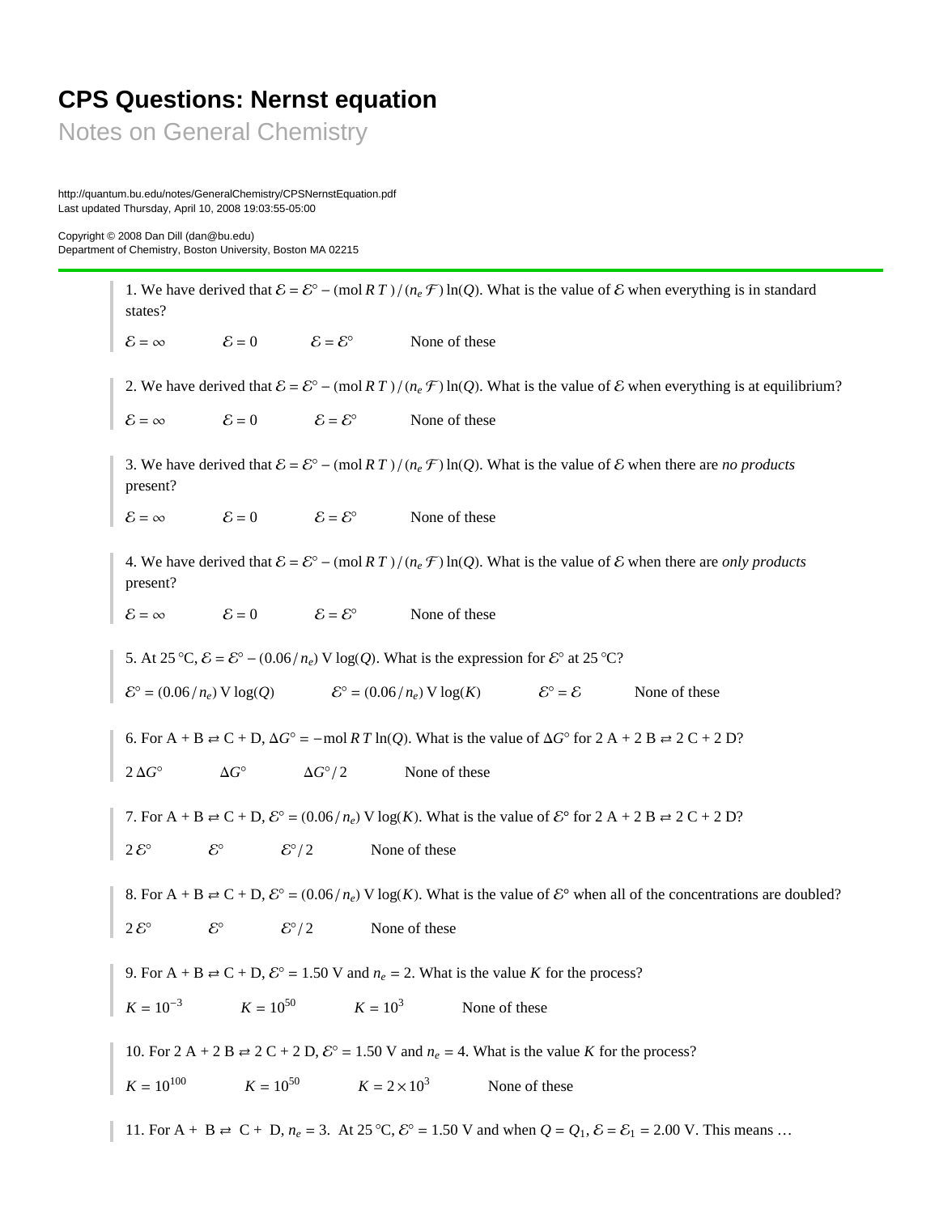# CPS Questions: Nernst equation

## Notes on General Chemistry

http://quantum.bu.edu/notes/GeneralChemistry/CPSNernstEquation.pdf
Last updated Thursday, April 10, 2008 19:03:55-05:00

Copyright © 2008 Dan Dill (dan@bu.edu)
Department of Chemistry, Boston University, Boston MA 02215

---

1. We have derived that $\mathcal{E} = \mathcal{E}^\circ - (\text{mol}\, R\, T\,)\,/\,(n_e\, \mathcal{F}\,)\ln(Q)$. What is the value of $\mathcal{E}$ when everything is in standard states?

$\mathcal{E} = \infty$ $\mathcal{E} = 0$ $\mathcal{E} = \mathcal{E}^\circ$ None of these

2. We have derived that $\mathcal{E} = \mathcal{E}^\circ - (\text{mol}\, R\, T\,)\,/\,(n_e\, \mathcal{F}\,)\ln(Q)$. What is the value of $\mathcal{E}$ when everything is at equilibrium?

$\mathcal{E} = \infty$ $\mathcal{E} = 0$ $\mathcal{E} = \mathcal{E}^\circ$ None of these

3. We have derived that $\mathcal{E} = \mathcal{E}^\circ - (\text{mol}\, R\, T\,)\,/\,(n_e\, \mathcal{F}\,)\ln(Q)$. What is the value of $\mathcal{E}$ when there are *no products* present?

$\mathcal{E} = \infty$ $\mathcal{E} = 0$ $\mathcal{E} = \mathcal{E}^\circ$ None of these

4. We have derived that $\mathcal{E} = \mathcal{E}^\circ - (\text{mol}\, R\, T\,)\,/\,(n_e\, \mathcal{F}\,)\ln(Q)$. What is the value of $\mathcal{E}$ when there are *only products* present?

$\mathcal{E} = \infty$ $\mathcal{E} = 0$ $\mathcal{E} = \mathcal{E}^\circ$ None of these

5. At 25 °C, $\mathcal{E} = \mathcal{E}^\circ - (0.06\,/\,n_e)\text{ V}\log(Q)$. What is the expression for $\mathcal{E}^\circ$ at 25 °C?

$\mathcal{E}^\circ = (0.06\,/\,n_e)\text{ V}\log(Q)$ $\mathcal{E}^\circ = (0.06\,/\,n_e)\text{ V}\log(K)$ $\mathcal{E}^\circ = \mathcal{E}$ None of these

6. For A + B ⇄ C + D, $\Delta G^\circ = -\text{mol}\, R\, T\ln(Q)$. What is the value of $\Delta G^\circ$ for 2 A + 2 B ⇄ 2 C + 2 D?

$2\,\Delta G^\circ$ $\Delta G^\circ$ $\Delta G^\circ/\,2$ None of these

7. For A + B ⇄ C + D, $\mathcal{E}^\circ = (0.06\,/\,n_e)\text{ V}\log(K)$. What is the value of $\mathcal{E}^\circ$ for 2 A + 2 B ⇄ 2 C + 2 D?

$2\,\mathcal{E}^\circ$ $\mathcal{E}^\circ$ $\mathcal{E}^\circ/\,2$ None of these

8. For A + B ⇄ C + D, $\mathcal{E}^\circ = (0.06\,/\,n_e)\text{ V}\log(K)$. What is the value of $\mathcal{E}^\circ$ when all of the concentrations are doubled?

$2\,\mathcal{E}^\circ$ $\mathcal{E}^\circ$ $\mathcal{E}^\circ/\,2$ None of these

9. For A + B ⇄ C + D, $\mathcal{E}^\circ = 1.50$ V and $n_e = 2$. What is the value $K$ for the process?

$K = 10^{-3}$ $K = 10^{50}$ $K = 10^{3}$ None of these

10. For 2 A + 2 B ⇄ 2 C + 2 D, $\mathcal{E}^\circ = 1.50$ V and $n_e = 4$. What is the value $K$ for the process?

$K = 10^{100}$ $K = 10^{50}$ $K = 2\times 10^{3}$ None of these

11. For A + B ⇄ C + D, $n_e = 3$. At 25 °C, $\mathcal{E}^\circ = 1.50$ V and when $Q = Q_1$, $\mathcal{E} = \mathcal{E}_1 = 2.00$ V. This means …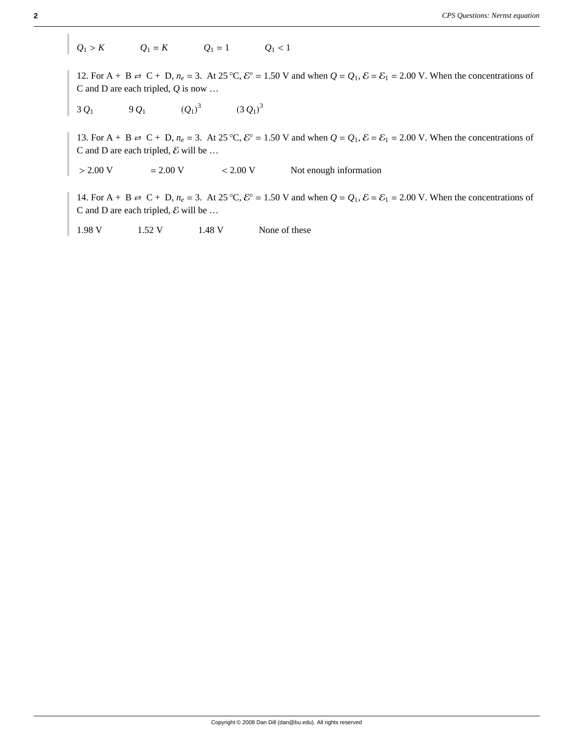$Q_1 > K$ $Q_1 = K$ $Q_1 = 1$ $Q_1 < 1$

12. For A + B ⇄ C + D, $n_e = 3$. At 25 °C, $\mathcal{E}° = 1.50$ V and when $Q = Q_1$, $\mathcal{E} = \mathcal{E}_1 = 2.00$ V. When the concentrations of C and D are each tripled, $Q$ is now …

$3\,Q_1$ $9\,Q_1$ $(Q_1)^3$ $(3\,Q_1)^3$

13. For A + B ⇄ C + D, $n_e = 3$. At 25 °C, $\mathcal{E}° = 1.50$ V and when $Q = Q_1$, $\mathcal{E} = \mathcal{E}_1 = 2.00$ V. When the concentrations of C and D are each tripled, $\mathcal{E}$ will be …

$> 2.00$ V $= 2.00$ V $< 2.00$ V Not enough information

14. For A + B ⇄ C + D, $n_e = 3$. At 25 °C, $\mathcal{E}° = 1.50$ V and when $Q = Q_1$, $\mathcal{E} = \mathcal{E}_1 = 2.00$ V. When the concentrations of C and D are each tripled, $\mathcal{E}$ will be …

1.98 V 1.52 V 1.48 V None of these

Copyright © 2008 Dan Dill (dan@bu.edu). All rights reserved